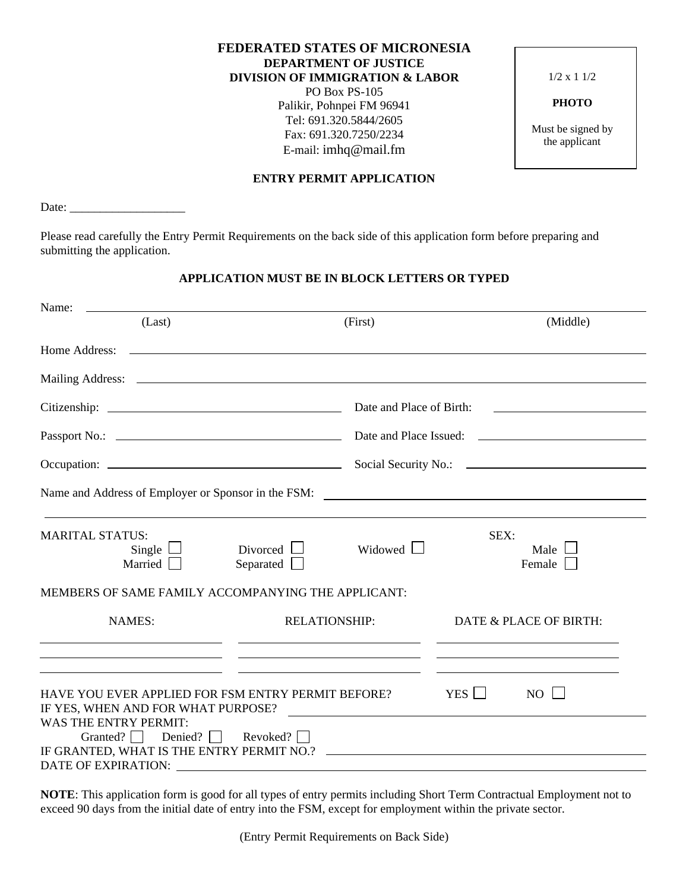**FEDERATED STATES OF MICRONESIA**
**DEPARTMENT OF JUSTICE**
**DIVISION OF IMMIGRATION & LABOR**
PO Box PS-105
Palikir, Pohnpei FM 96941
Tel: 691.320.5844/2605
Fax: 691.320.7250/2234
E-mail: imhq@mail.fm

1/2 x 1 1/2

**PHOTO**

Must be signed by the applicant

## ENTRY PERMIT APPLICATION

Date: ___________________

Please read carefully the Entry Permit Requirements on the back side of this application form before preparing and submitting the application.

**APPLICATION MUST BE IN BLOCK LETTERS OR TYPED**

Name: ______________________________________________________________

(Last) (First) (Middle)

Home Address: ______________________________________________________

Mailing Address: ____________________________________________________

Citizenship: ______________________ Date and Place of Birth: ______________________

Passport No.: ______________________ Date and Place Issued: ______________________

Occupation: ______________________ Social Security No.: ______________________

Name and Address of Employer or Sponsor in the FSM: ______________________________

_____________________________________________________________________

MARITAL STATUS:
Single ☐ Divorced ☐ Widowed ☐
Married ☐ Separated ☐

SEX:
Male ☐
Female ☐

MEMBERS OF SAME FAMILY ACCOMPANYING THE APPLICANT:

| NAMES: | RELATIONSHIP: | DATE & PLACE OF BIRTH: |
|---|---|---|
| | | |
| | | |
| | | |

HAVE YOU EVER APPLIED FOR FSM ENTRY PERMIT BEFORE? YES ☐ NO ☐
IF YES, WHEN AND FOR WHAT PURPOSE? ______________________________
WAS THE ENTRY PERMIT:
Granted? ☐ Denied? ☐ Revoked? ☐
IF GRANTED, WHAT IS THE ENTRY PERMIT NO.? ______________________________
DATE OF EXPIRATION: ______________________________

**NOTE**: This application form is good for all types of entry permits including Short Term Contractual Employment not to exceed 90 days from the initial date of entry into the FSM, except for employment within the private sector.

(Entry Permit Requirements on Back Side)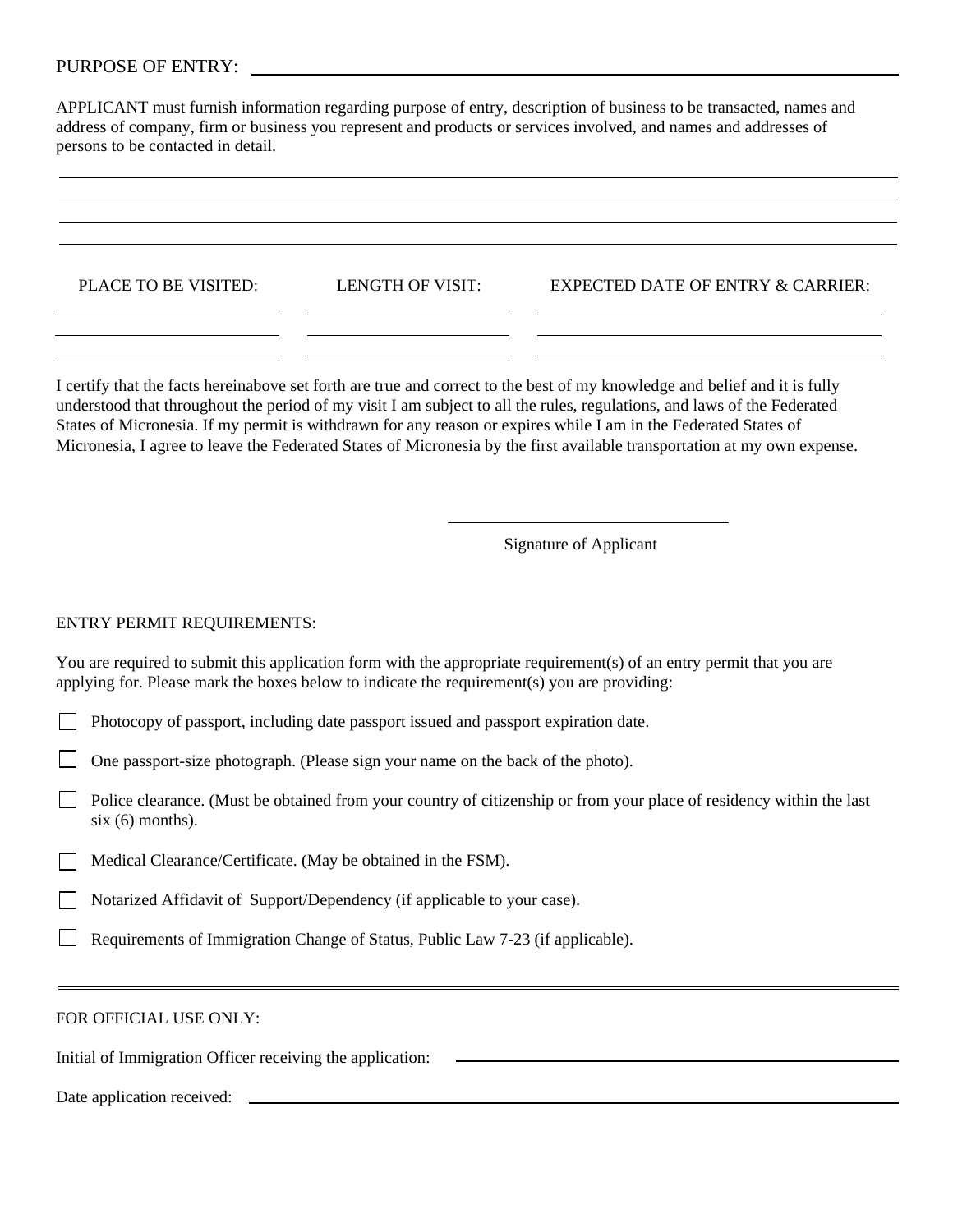PURPOSE OF ENTRY: \_\_\_\_\_\_\_\_\_\_\_\_\_\_\_\_\_\_\_\_\_\_\_\_\_\_\_\_\_\_\_\_\_\_\_\_\_\_\_\_

APPLICANT must furnish information regarding purpose of entry, description of business to be transacted, names and address of company, firm or business you represent and products or services involved, and names and addresses of persons to be contacted in detail.

\_\_\_\_\_\_\_\_\_\_\_\_\_\_\_\_\_\_\_\_\_\_\_\_\_\_\_\_\_\_\_\_\_\_\_\_\_\_\_\_\_\_\_\_\_\_\_\_\_\_\_\_\_\_\_\_

\_\_\_\_\_\_\_\_\_\_\_\_\_\_\_\_\_\_\_\_\_\_\_\_\_\_\_\_\_\_\_\_\_\_\_\_\_\_\_\_\_\_\_\_\_\_\_\_\_\_\_\_\_\_\_\_

\_\_\_\_\_\_\_\_\_\_\_\_\_\_\_\_\_\_\_\_\_\_\_\_\_\_\_\_\_\_\_\_\_\_\_\_\_\_\_\_\_\_\_\_\_\_\_\_\_\_\_\_\_\_\_\_

\_\_\_\_\_\_\_\_\_\_\_\_\_\_\_\_\_\_\_\_\_\_\_\_\_\_\_\_\_\_\_\_\_\_\_\_\_\_\_\_\_\_\_\_\_\_\_\_\_\_\_\_\_\_\_\_

| PLACE TO BE VISITED: | LENGTH OF VISIT: | EXPECTED DATE OF ENTRY & CARRIER: |
|---|---|---|
| | | |
| | | |
| | | |

I certify that the facts hereinabove set forth are true and correct to the best of my knowledge and belief and it is fully understood that throughout the period of my visit I am subject to all the rules, regulations, and laws of the Federated States of Micronesia. If my permit is withdrawn for any reason or expires while I am in the Federated States of Micronesia, I agree to leave the Federated States of Micronesia by the first available transportation at my own expense.

\_\_\_\_\_\_\_\_\_\_\_\_\_\_\_\_\_\_\_\_\_\_\_\_\_\_\_\_\_\_

Signature of Applicant

ENTRY PERMIT REQUIREMENTS:

You are required to submit this application form with the appropriate requirement(s) of an entry permit that you are applying for. Please mark the boxes below to indicate the requirement(s) you are providing:

- ☐ Photocopy of passport, including date passport issued and passport expiration date.
- ☐ One passport-size photograph. (Please sign your name on the back of the photo).
- ☐ Police clearance. (Must be obtained from your country of citizenship or from your place of residency within the last six (6) months).
- ☐ Medical Clearance/Certificate. (May be obtained in the FSM).
- ☐ Notarized Affidavit of Support/Dependency (if applicable to your case).
- ☐ Requirements of Immigration Change of Status, Public Law 7-23 (if applicable).

---

FOR OFFICIAL USE ONLY:

Initial of Immigration Officer receiving the application: \_\_\_\_\_\_\_\_\_\_\_\_\_\_\_\_\_\_\_\_\_\_\_\_\_\_\_\_\_\_

Date application received: \_\_\_\_\_\_\_\_\_\_\_\_\_\_\_\_\_\_\_\_\_\_\_\_\_\_\_\_\_\_